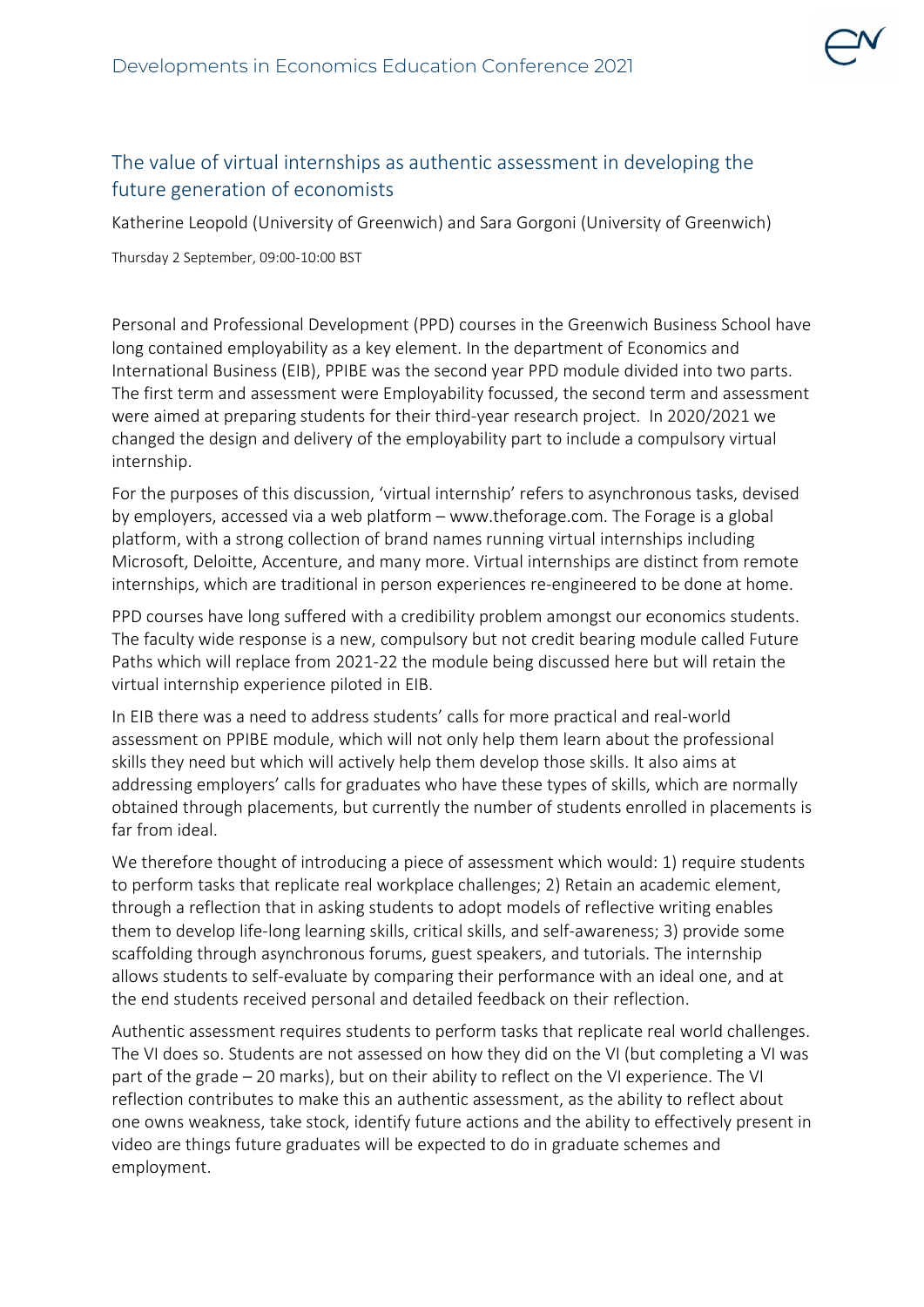# The value of virtual internships as authentic assessment in developing the future generation of economists

Katherine Leopold (University of Greenwich) and Sara Gorgoni (University of Greenwich)

Thursday 2 September, 09:00-10:00 BST

Personal and Professional Development (PPD) courses in the Greenwich Business School have long contained employability as a key element. In the department of Economics and International Business (EIB), PPIBE was the second year PPD module divided into two parts. The first term and assessment were Employability focussed, the second term and assessment were aimed at preparing students for their third-year research project. In 2020/2021 we changed the design and delivery of the employability part to include a compulsory virtual internship.

For the purposes of this discussion, 'virtual internship' refers to asynchronous tasks, devised by employers, accessed via a web platform – www.theforage.com. The Forage is a global platform, with a strong collection of brand names running virtual internships including Microsoft, Deloitte, Accenture, and many more. Virtual internships are distinct from remote internships, which are traditional in person experiences re-engineered to be done at home.

PPD courses have long suffered with a credibility problem amongst our economics students. The faculty wide response is a new, compulsory but not credit bearing module called Future Paths which will replace from 2021-22 the module being discussed here but will retain the virtual internship experience piloted in EIB.

In EIB there was a need to address students' calls for more practical and real-world assessment on PPIBE module, which will not only help them learn about the professional skills they need but which will actively help them develop those skills. It also aims at addressing employers' calls for graduates who have these types of skills, which are normally obtained through placements, but currently the number of students enrolled in placements is far from ideal.

We therefore thought of introducing a piece of assessment which would: 1) require students to perform tasks that replicate real workplace challenges; 2) Retain an academic element, through a reflection that in asking students to adopt models of reflective writing enables them to develop life-long learning skills, critical skills, and self-awareness; 3) provide some scaffolding through asynchronous forums, guest speakers, and tutorials. The internship allows students to self-evaluate by comparing their performance with an ideal one, and at the end students received personal and detailed feedback on their reflection.

Authentic assessment requires students to perform tasks that replicate real world challenges. The VI does so. Students are not assessed on how they did on the VI (but completing a VI was part of the grade – 20 marks), but on their ability to reflect on the VI experience. The VI reflection contributes to make this an authentic assessment, as the ability to reflect about one owns weakness, take stock, identify future actions and the ability to effectively present in video are things future graduates will be expected to do in graduate schemes and employment.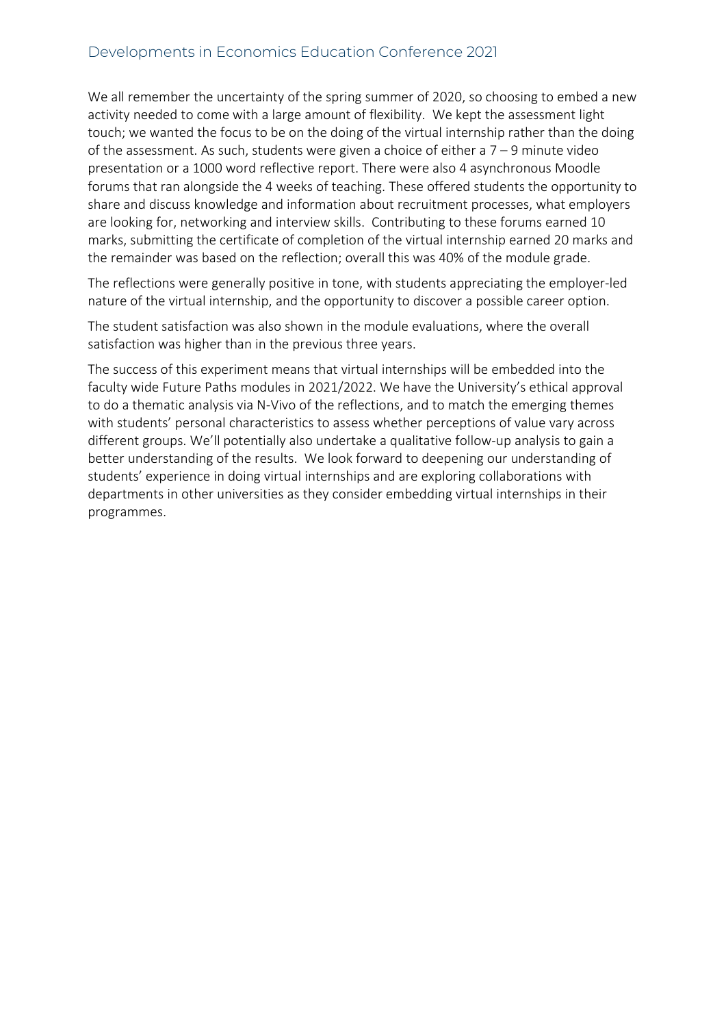We all remember the uncertainty of the spring summer of 2020, so choosing to embed a new activity needed to come with a large amount of flexibility. We kept the assessment light touch; we wanted the focus to be on the doing of the virtual internship rather than the doing of the assessment. As such, students were given a choice of either a 7 – 9 minute video presentation or a 1000 word reflective report. There were also 4 asynchronous Moodle forums that ran alongside the 4 weeks of teaching. These offered students the opportunity to share and discuss knowledge and information about recruitment processes, what employers are looking for, networking and interview skills. Contributing to these forums earned 10 marks, submitting the certificate of completion of the virtual internship earned 20 marks and the remainder was based on the reflection; overall this was 40% of the module grade.

The reflections were generally positive in tone, with students appreciating the employer-led nature of the virtual internship, and the opportunity to discover a possible career option.

The student satisfaction was also shown in the module evaluations, where the overall satisfaction was higher than in the previous three years.

The success of this experiment means that virtual internships will be embedded into the faculty wide Future Paths modules in 2021/2022. We have the University's ethical approval to do a thematic analysis via N-Vivo of the reflections, and to match the emerging themes with students' personal characteristics to assess whether perceptions of value vary across different groups. We'll potentially also undertake a qualitative follow-up analysis to gain a better understanding of the results. We look forward to deepening our understanding of students' experience in doing virtual internships and are exploring collaborations with departments in other universities as they consider embedding virtual internships in their programmes.